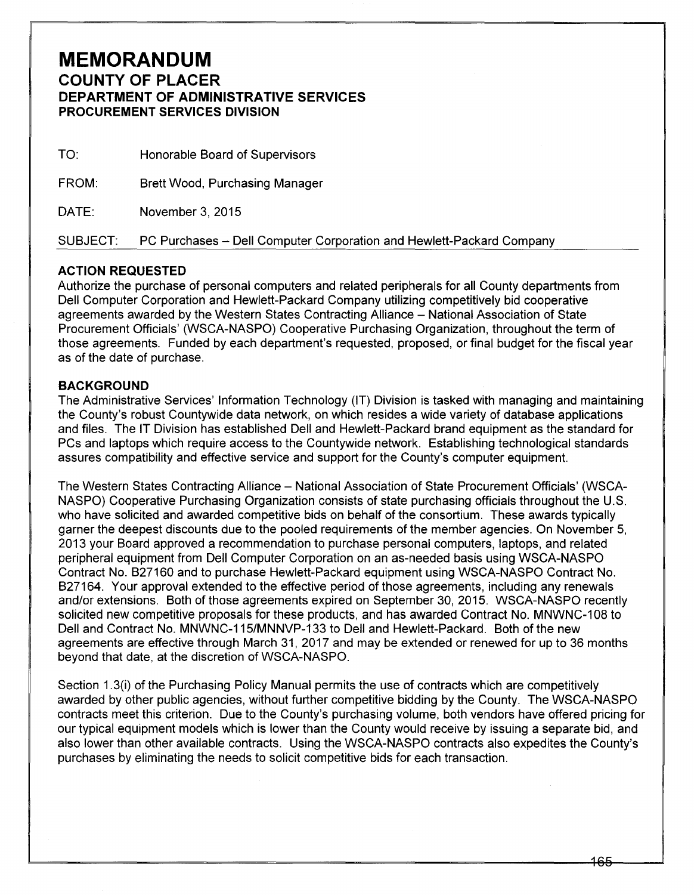# MEMORANDUM
## COUNTY OF PLACER
### DEPARTMENT OF ADMINISTRATIVE SERVICES
### PROCUREMENT SERVICES DIVISION

TO: Honorable Board of Supervisors

FROM: Brett Wood, Purchasing Manager

DATE: November 3, 2015

SUBJECT: PC Purchases – Dell Computer Corporation and Hewlett-Packard Company

**ACTION REQUESTED**

Authorize the purchase of personal computers and related peripherals for all County departments from Dell Computer Corporation and Hewlett-Packard Company utilizing competitively bid cooperative agreements awarded by the Western States Contracting Alliance – National Association of State Procurement Officials' (WSCA-NASPO) Cooperative Purchasing Organization, throughout the term of those agreements. Funded by each department's requested, proposed, or final budget for the fiscal year as of the date of purchase.

**BACKGROUND**

The Administrative Services' Information Technology (IT) Division is tasked with managing and maintaining the County's robust Countywide data network, on which resides a wide variety of database applications and files. The IT Division has established Dell and Hewlett-Packard brand equipment as the standard for PCs and laptops which require access to the Countywide network. Establishing technological standards assures compatibility and effective service and support for the County's computer equipment.

The Western States Contracting Alliance – National Association of State Procurement Officials' (WSCA-NASPO) Cooperative Purchasing Organization consists of state purchasing officials throughout the U.S. who have solicited and awarded competitive bids on behalf of the consortium. These awards typically garner the deepest discounts due to the pooled requirements of the member agencies. On November 5, 2013 your Board approved a recommendation to purchase personal computers, laptops, and related peripheral equipment from Dell Computer Corporation on an as-needed basis using WSCA-NASPO Contract No. B27160 and to purchase Hewlett-Packard equipment using WSCA-NASPO Contract No. B27164. Your approval extended to the effective period of those agreements, including any renewals and/or extensions. Both of those agreements expired on September 30, 2015. WSCA-NASPO recently solicited new competitive proposals for these products, and has awarded Contract No. MNWNC-108 to Dell and Contract No. MNWNC-115/MNNVP-133 to Dell and Hewlett-Packard. Both of the new agreements are effective through March 31, 2017 and may be extended or renewed for up to 36 months beyond that date, at the discretion of WSCA-NASPO.

Section 1.3(i) of the Purchasing Policy Manual permits the use of contracts which are competitively awarded by other public agencies, without further competitive bidding by the County. The WSCA-NASPO contracts meet this criterion. Due to the County's purchasing volume, both vendors have offered pricing for our typical equipment models which is lower than the County would receive by issuing a separate bid, and also lower than other available contracts. Using the WSCA-NASPO contracts also expedites the County's purchases by eliminating the needs to solicit competitive bids for each transaction.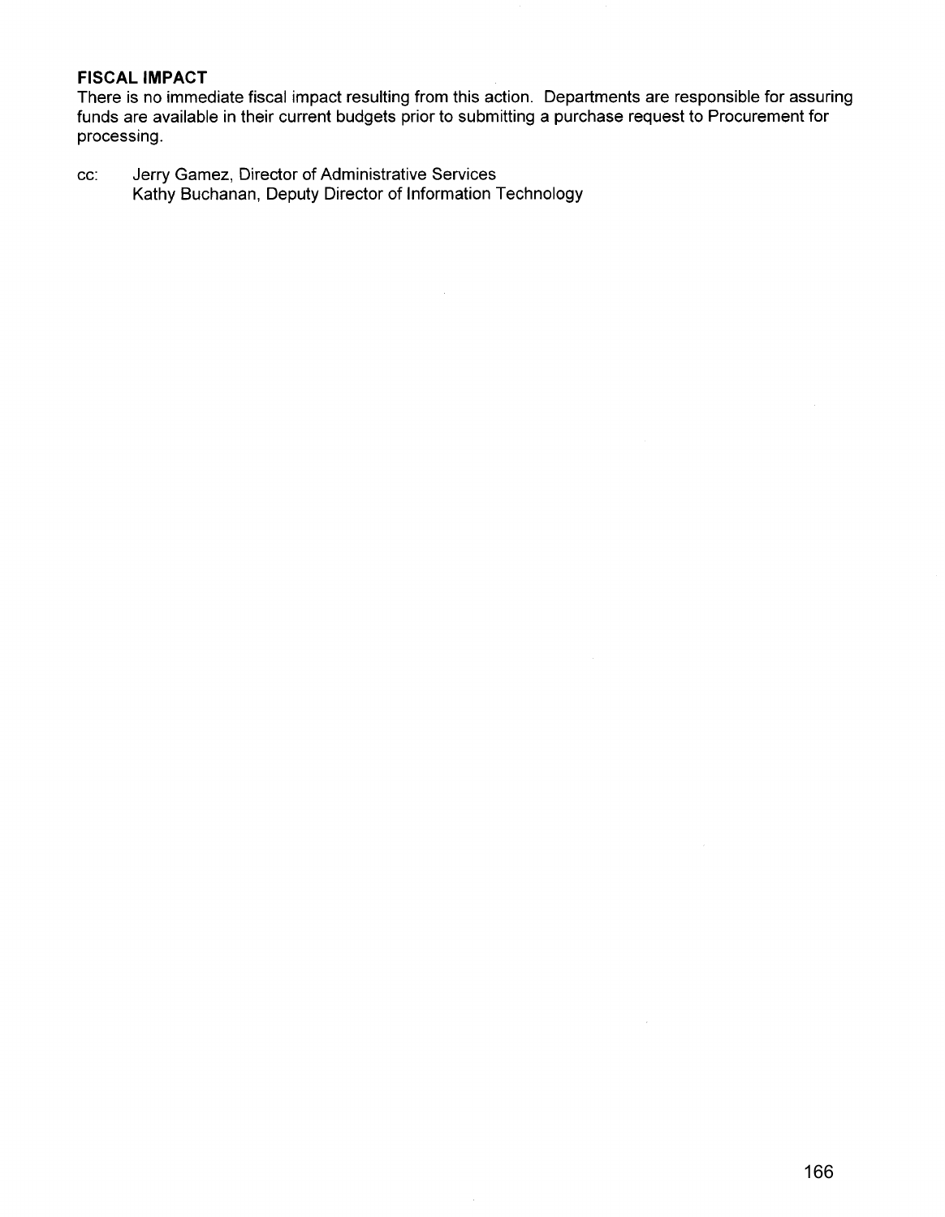**FISCAL IMPACT**

There is no immediate fiscal impact resulting from this action. Departments are responsible for assuring funds are available in their current budgets prior to submitting a purchase request to Procurement for processing.

cc: Jerry Gamez, Director of Administrative Services
Kathy Buchanan, Deputy Director of Information Technology